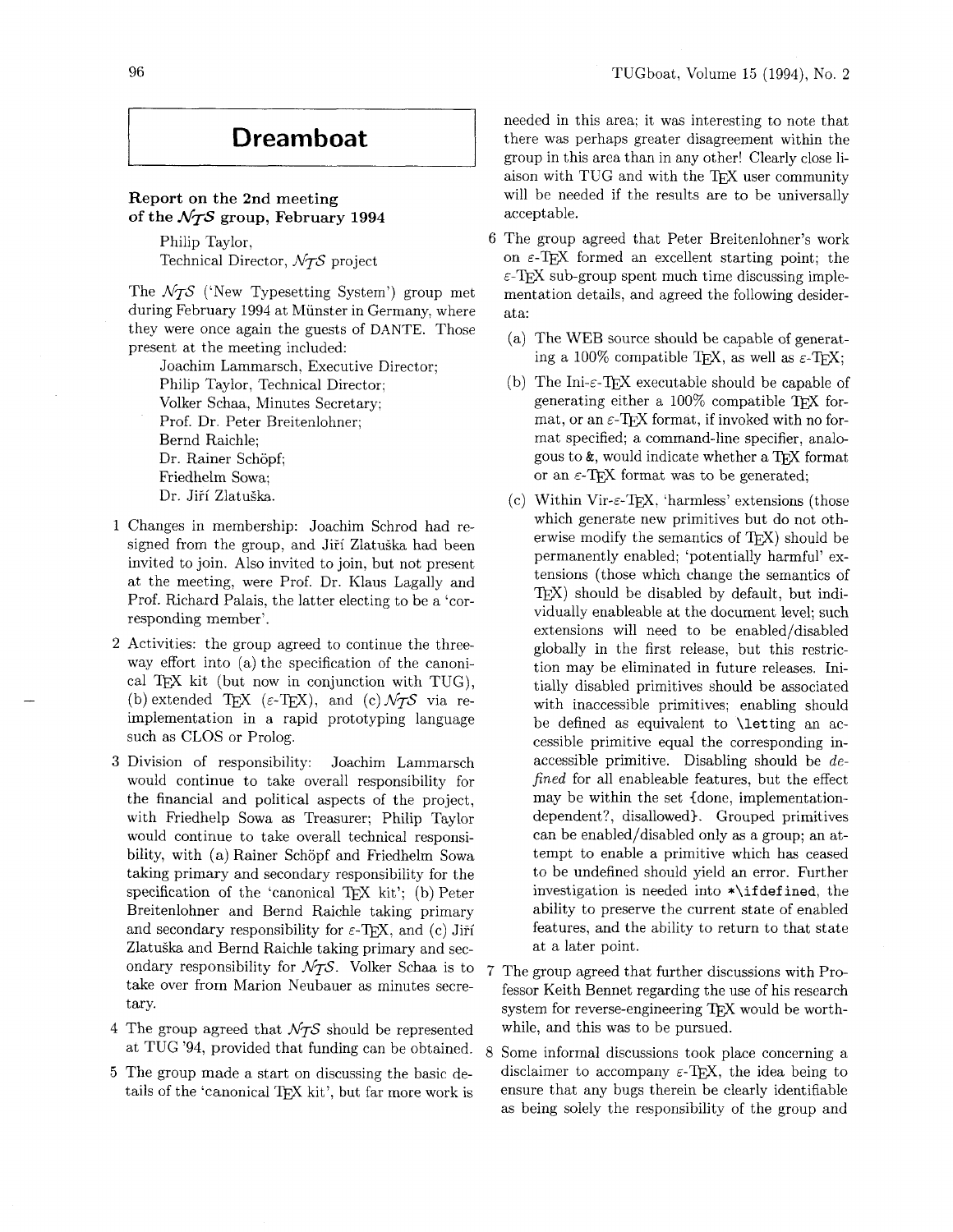# Dreamboat

## Report on the 2nd meeting of the $\mathcal{NTS}$ group, February 1994

Philip Taylor,
Technical Director, $\mathcal{NTS}$ project

The $\mathcal{NTS}$ ('New Typesetting System') group met during February 1994 at Münster in Germany, where they were once again the guests of DANTE. Those present at the meeting included:

Joachim Lammarsch, Executive Director;
Philip Taylor, Technical Director;
Volker Schaa, Minutes Secretary;
Prof. Dr. Peter Breitenlohner;
Bernd Raichle;
Dr. Rainer Schöpf;
Friedhelm Sowa;
Dr. Jiří Zlatuška.

1. Changes in membership: Joachim Schrod had resigned from the group, and Jiří Zlatuška had been invited to join. Also invited to join, but not present at the meeting, were Prof. Dr. Klaus Lagally and Prof. Richard Palais, the latter electing to be a 'corresponding member'.

2. Activities: the group agreed to continue the three-way effort into (a) the specification of the canonical TeX kit (but now in conjunction with TUG), (b) extended TeX ($\varepsilon$-TeX), and (c) $\mathcal{NTS}$ via re-implementation in a rapid prototyping language such as CLOS or Prolog.

3. Division of responsibility: Joachim Lammarsch would continue to take overall responsibility for the financial and political aspects of the project, with Friedhelp Sowa as Treasurer; Philip Taylor would continue to take overall technical responsibility, with (a) Rainer Schöpf and Friedhelm Sowa taking primary and secondary responsibility for the specification of the 'canonical TeX kit'; (b) Peter Breitenlohner and Bernd Raichle taking primary and secondary responsibility for $\varepsilon$-TeX, and (c) Jiří Zlatuška and Bernd Raichle taking primary and secondary responsibility for $\mathcal{NTS}$. Volker Schaa is to take over from Marion Neubauer as minutes secretary.

4. The group agreed that $\mathcal{NTS}$ should be represented at TUG '94, provided that funding can be obtained.

5. The group made a start on discussing the basic details of the 'canonical TeX kit', but far more work is needed in this area; it was interesting to note that there was perhaps greater disagreement within the group in this area than in any other! Clearly close liaison with TUG and with the TeX user community will be needed if the results are to be universally acceptable.

6. The group agreed that Peter Breitenlohner's work on $\varepsilon$-TeX formed an excellent starting point; the $\varepsilon$-TeX sub-group spent much time discussing implementation details, and agreed the following desiderata:

   (a) The WEB source should be capable of generating a 100% compatible TeX, as well as $\varepsilon$-TeX;

   (b) The Ini-$\varepsilon$-TeX executable should be capable of generating either a 100% compatible TeX format, or an $\varepsilon$-TeX format, if invoked with no format specified; a command-line specifier, analogous to `&`, would indicate whether a TeX format or an $\varepsilon$-TeX format was to be generated;

   (c) Within Vir-$\varepsilon$-TeX, 'harmless' extensions (those which generate new primitives but do not otherwise modify the semantics of TeX) should be permanently enabled; 'potentially harmful' extensions (those which change the semantics of TeX) should be disabled by default, but individually enableable at the document level; such extensions will need to be enabled/disabled globally in the first release, but this restriction may be eliminated in future releases. Initially disabled primitives should be associated with inaccessible primitives; enabling should be defined as equivalent to `\let`ting an accessible primitive equal the corresponding inaccessible primitive. Disabling should be *defined* for all enableable features, but the effect may be within the set {done, implementation-dependent?, disallowed}. Grouped primitives can be enabled/disabled only as a group; an attempt to enable a primitive which has ceased to be undefined should yield an error. Further investigation is needed into `*\ifdefined`, the ability to preserve the current state of enabled features, and the ability to return to that state at a later point.

7. The group agreed that further discussions with Professor Keith Bennet regarding the use of his research system for reverse-engineering TeX would be worthwhile, and this was to be pursued.

8. Some informal discussions took place concerning a disclaimer to accompany $\varepsilon$-TeX, the idea being to ensure that any bugs therein be clearly identifiable as being solely the responsibility of the group and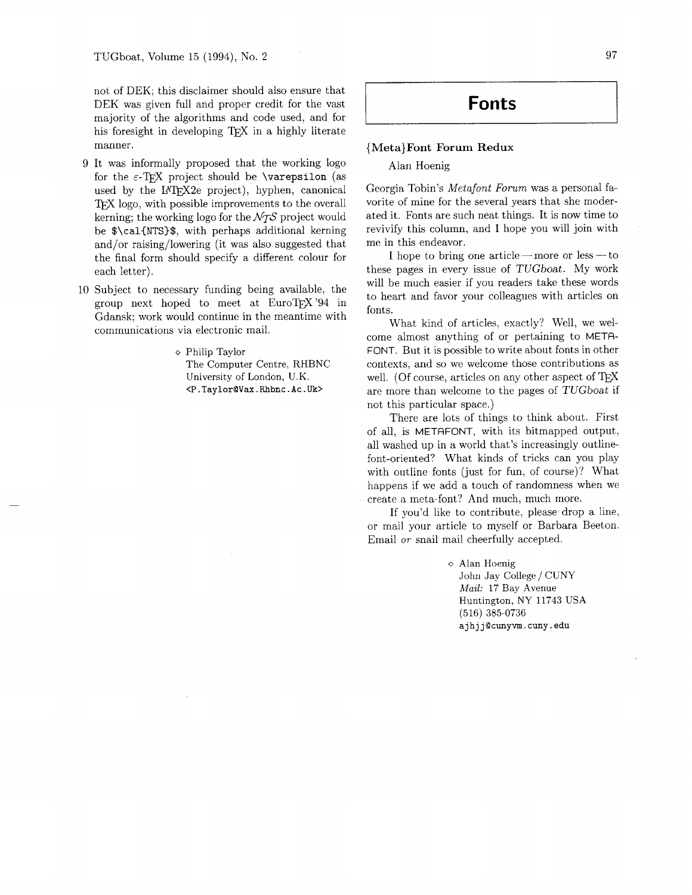not of DEK; this disclaimer should also ensure that DEK was given full and proper credit for the vast majority of the algorithms and code used, and for his foresight in developing TEX in a highly literate manner.

9. It was informally proposed that the working logo for the ε-TEX project should be `\varepsilon` (as used by the LaTeX2e project), hyphen, canonical TEX logo, with possible improvements to the overall kerning; the working logo for the $\mathcal{NTS}$ project would be `$\cal{NTS}$`, with perhaps additional kerning and/or raising/lowering (it was also suggested that the final form should specify a different colour for each letter).

10. Subject to necessary funding being available, the group next hoped to meet at EuroTEX '94 in Gdansk; work would continue in the meantime with communications via electronic mail.

◇ Philip Taylor
The Computer Centre, RHBNC
University of London, U.K.
`<P.Taylor@Vax.Rhbnc.Ac.Uk>`

# Fonts

## {Meta}Font Forum Redux

Alan Hoenig

Georgia Tobin's *Metafont Forum* was a personal favorite of mine for the several years that she moderated it. Fonts are such neat things. It is now time to revivify this column, and I hope you will join with me in this endeavor.

I hope to bring one article — more or less — to these pages in every issue of *TUGboat*. My work will be much easier if you readers take these words to heart and favor your colleagues with articles on fonts.

What kind of articles, exactly? Well, we welcome almost anything of or pertaining to METAFONT. But it is possible to write about fonts in other contexts, and so we welcome those contributions as well. (Of course, articles on any other aspect of TEX are more than welcome to the pages of *TUGboat* if not this particular space.)

There are lots of things to think about. First of all, is METAFONT, with its bitmapped output, all washed up in a world that's increasingly outline-font-oriented? What kinds of tricks can you play with outline fonts (just for fun, of course)? What happens if we add a touch of randomness when we create a meta-font? And much, much more.

If you'd like to contribute, please drop a line, or mail your article to myself or Barbara Beeton. Email *or* snail mail cheerfully accepted.

◇ Alan Hoenig
John Jay College / CUNY
*Mail:* 17 Bay Avenue
Huntington, NY 11743 USA
(516) 385-0736
`ajhjj@cunyvm.cuny.edu`